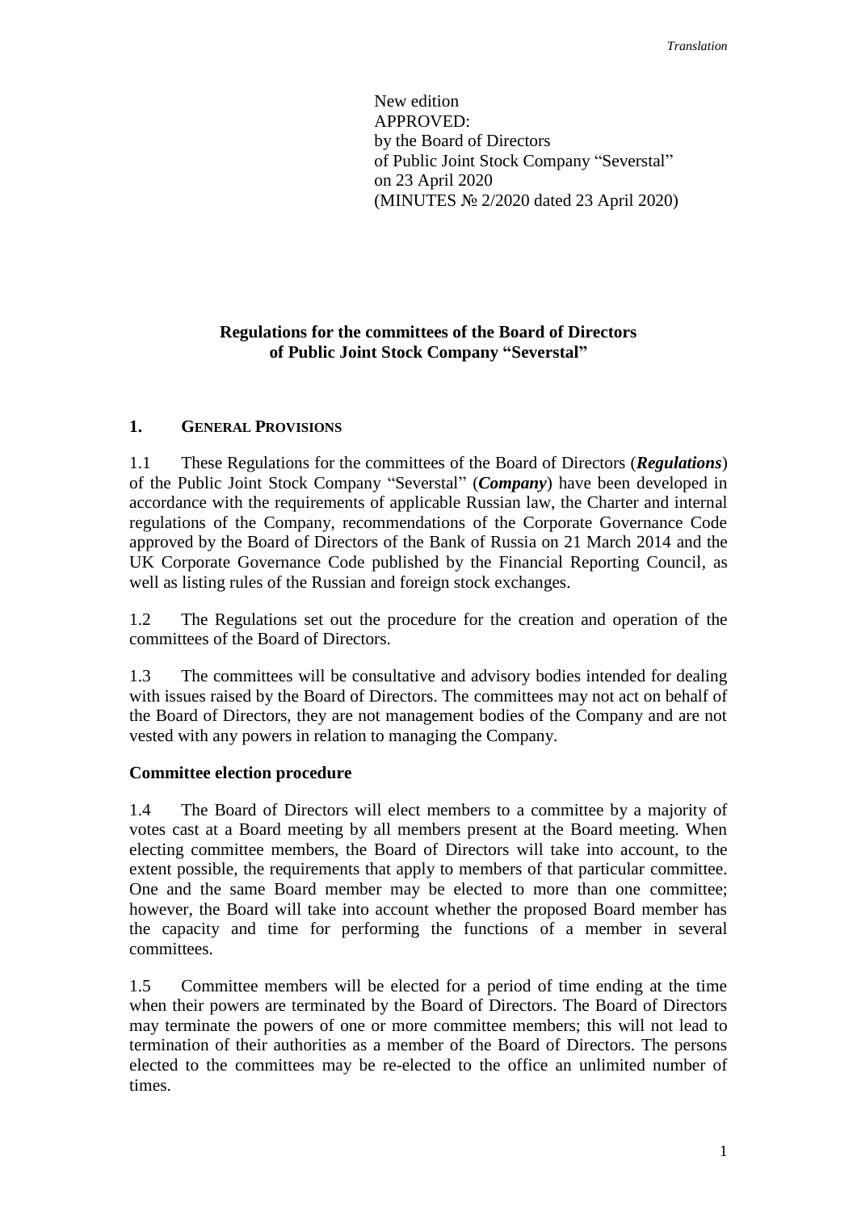*Translation*

New edition
APPROVED:
by the Board of Directors
of Public Joint Stock Company "Severstal"
on 23 April 2020
(MINUTES № 2/2020 dated 23 April 2020)

# Regulations for the committees of the Board of Directors of Public Joint Stock Company "Severstal"

## 1. General Provisions

1.1 These Regulations for the committees of the Board of Directors (***Regulations***) of the Public Joint Stock Company "Severstal" (***Company***) have been developed in accordance with the requirements of applicable Russian law, the Charter and internal regulations of the Company, recommendations of the Corporate Governance Code approved by the Board of Directors of the Bank of Russia on 21 March 2014 and the UK Corporate Governance Code published by the Financial Reporting Council, as well as listing rules of the Russian and foreign stock exchanges.

1.2 The Regulations set out the procedure for the creation and operation of the committees of the Board of Directors.

1.3 The committees will be consultative and advisory bodies intended for dealing with issues raised by the Board of Directors. The committees may not act on behalf of the Board of Directors, they are not management bodies of the Company and are not vested with any powers in relation to managing the Company.

### Committee election procedure

1.4 The Board of Directors will elect members to a committee by a majority of votes cast at a Board meeting by all members present at the Board meeting. When electing committee members, the Board of Directors will take into account, to the extent possible, the requirements that apply to members of that particular committee. One and the same Board member may be elected to more than one committee; however, the Board will take into account whether the proposed Board member has the capacity and time for performing the functions of a member in several committees.

1.5 Committee members will be elected for a period of time ending at the time when their powers are terminated by the Board of Directors. The Board of Directors may terminate the powers of one or more committee members; this will not lead to termination of their authorities as a member of the Board of Directors. The persons elected to the committees may be re-elected to the office an unlimited number of times.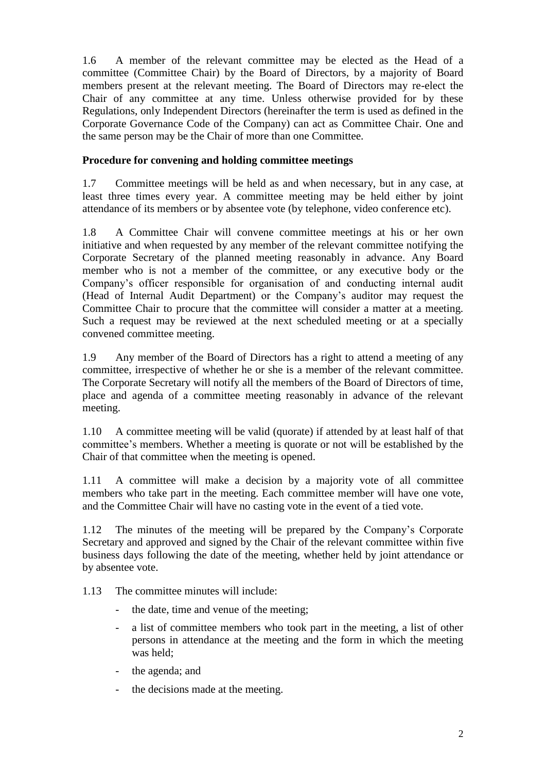1.6 A member of the relevant committee may be elected as the Head of a committee (Committee Chair) by the Board of Directors, by a majority of Board members present at the relevant meeting. The Board of Directors may re-elect the Chair of any committee at any time. Unless otherwise provided for by these Regulations, only Independent Directors (hereinafter the term is used as defined in the Corporate Governance Code of the Company) can act as Committee Chair. One and the same person may be the Chair of more than one Committee.

**Procedure for convening and holding committee meetings**

1.7 Committee meetings will be held as and when necessary, but in any case, at least three times every year. A committee meeting may be held either by joint attendance of its members or by absentee vote (by telephone, video conference etc).

1.8 A Committee Chair will convene committee meetings at his or her own initiative and when requested by any member of the relevant committee notifying the Corporate Secretary of the planned meeting reasonably in advance. Any Board member who is not a member of the committee, or any executive body or the Company's officer responsible for organisation of and conducting internal audit (Head of Internal Audit Department) or the Company's auditor may request the Committee Chair to procure that the committee will consider a matter at a meeting. Such a request may be reviewed at the next scheduled meeting or at a specially convened committee meeting.

1.9 Any member of the Board of Directors has a right to attend a meeting of any committee, irrespective of whether he or she is a member of the relevant committee. The Corporate Secretary will notify all the members of the Board of Directors of time, place and agenda of a committee meeting reasonably in advance of the relevant meeting.

1.10 A committee meeting will be valid (quorate) if attended by at least half of that committee's members. Whether a meeting is quorate or not will be established by the Chair of that committee when the meeting is opened.

1.11 A committee will make a decision by a majority vote of all committee members who take part in the meeting. Each committee member will have one vote, and the Committee Chair will have no casting vote in the event of a tied vote.

1.12 The minutes of the meeting will be prepared by the Company's Corporate Secretary and approved and signed by the Chair of the relevant committee within five business days following the date of the meeting, whether held by joint attendance or by absentee vote.

1.13 The committee minutes will include:

- the date, time and venue of the meeting;
- a list of committee members who took part in the meeting, a list of other persons in attendance at the meeting and the form in which the meeting was held;
- the agenda; and
- the decisions made at the meeting.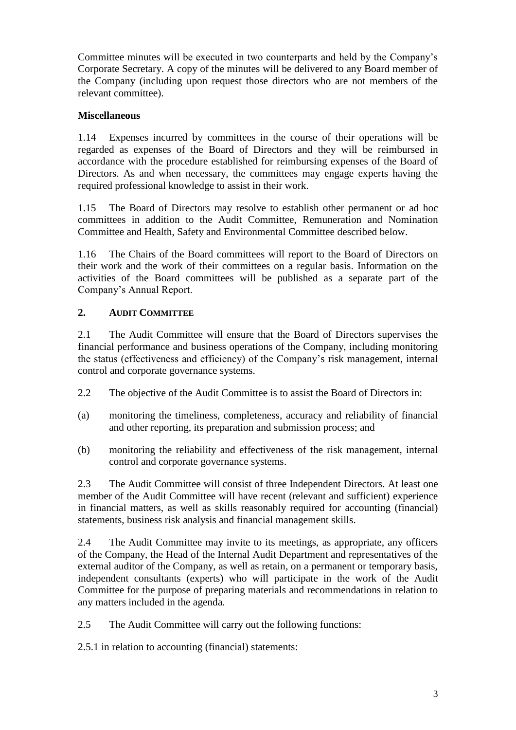Committee minutes will be executed in two counterparts and held by the Company's Corporate Secretary. A copy of the minutes will be delivered to any Board member of the Company (including upon request those directors who are not members of the relevant committee).

**Miscellaneous**

1.14 Expenses incurred by committees in the course of their operations will be regarded as expenses of the Board of Directors and they will be reimbursed in accordance with the procedure established for reimbursing expenses of the Board of Directors. As and when necessary, the committees may engage experts having the required professional knowledge to assist in their work.

1.15 The Board of Directors may resolve to establish other permanent or ad hoc committees in addition to the Audit Committee, Remuneration and Nomination Committee and Health, Safety and Environmental Committee described below.

1.16 The Chairs of the Board committees will report to the Board of Directors on their work and the work of their committees on a regular basis. Information on the activities of the Board committees will be published as a separate part of the Company's Annual Report.

## 2. AUDIT COMMITTEE

2.1 The Audit Committee will ensure that the Board of Directors supervises the financial performance and business operations of the Company, including monitoring the status (effectiveness and efficiency) of the Company's risk management, internal control and corporate governance systems.

2.2 The objective of the Audit Committee is to assist the Board of Directors in:

(a) monitoring the timeliness, completeness, accuracy and reliability of financial and other reporting, its preparation and submission process; and

(b) monitoring the reliability and effectiveness of the risk management, internal control and corporate governance systems.

2.3 The Audit Committee will consist of three Independent Directors. At least one member of the Audit Committee will have recent (relevant and sufficient) experience in financial matters, as well as skills reasonably required for accounting (financial) statements, business risk analysis and financial management skills.

2.4 The Audit Committee may invite to its meetings, as appropriate, any officers of the Company, the Head of the Internal Audit Department and representatives of the external auditor of the Company, as well as retain, on a permanent or temporary basis, independent consultants (experts) who will participate in the work of the Audit Committee for the purpose of preparing materials and recommendations in relation to any matters included in the agenda.

2.5 The Audit Committee will carry out the following functions:

2.5.1 in relation to accounting (financial) statements: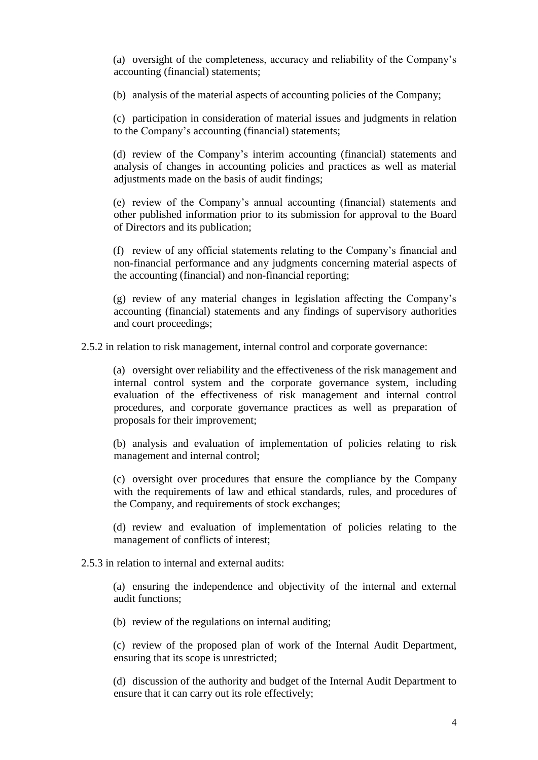(a) oversight of the completeness, accuracy and reliability of the Company's accounting (financial) statements;

(b) analysis of the material aspects of accounting policies of the Company;

(c) participation in consideration of material issues and judgments in relation to the Company's accounting (financial) statements;

(d) review of the Company's interim accounting (financial) statements and analysis of changes in accounting policies and practices as well as material adjustments made on the basis of audit findings;

(e) review of the Company's annual accounting (financial) statements and other published information prior to its submission for approval to the Board of Directors and its publication;

(f) review of any official statements relating to the Company's financial and non-financial performance and any judgments concerning material aspects of the accounting (financial) and non-financial reporting;

(g) review of any material changes in legislation affecting the Company's accounting (financial) statements and any findings of supervisory authorities and court proceedings;

2.5.2 in relation to risk management, internal control and corporate governance:

(a) oversight over reliability and the effectiveness of the risk management and internal control system and the corporate governance system, including evaluation of the effectiveness of risk management and internal control procedures, and corporate governance practices as well as preparation of proposals for their improvement;

(b) analysis and evaluation of implementation of policies relating to risk management and internal control;

(c) oversight over procedures that ensure the compliance by the Company with the requirements of law and ethical standards, rules, and procedures of the Company, and requirements of stock exchanges;

(d) review and evaluation of implementation of policies relating to the management of conflicts of interest;

2.5.3 in relation to internal and external audits:

(a) ensuring the independence and objectivity of the internal and external audit functions;

(b) review of the regulations on internal auditing;

(c) review of the proposed plan of work of the Internal Audit Department, ensuring that its scope is unrestricted;

(d) discussion of the authority and budget of the Internal Audit Department to ensure that it can carry out its role effectively;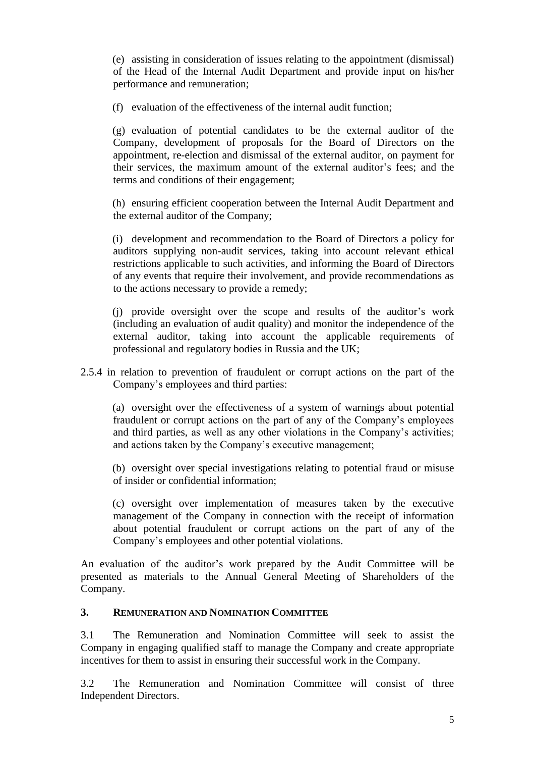(e) assisting in consideration of issues relating to the appointment (dismissal) of the Head of the Internal Audit Department and provide input on his/her performance and remuneration;

(f) evaluation of the effectiveness of the internal audit function;

(g) evaluation of potential candidates to be the external auditor of the Company, development of proposals for the Board of Directors on the appointment, re-election and dismissal of the external auditor, on payment for their services, the maximum amount of the external auditor's fees; and the terms and conditions of their engagement;

(h) ensuring efficient cooperation between the Internal Audit Department and the external auditor of the Company;

(i) development and recommendation to the Board of Directors a policy for auditors supplying non-audit services, taking into account relevant ethical restrictions applicable to such activities, and informing the Board of Directors of any events that require their involvement, and provide recommendations as to the actions necessary to provide a remedy;

(j) provide oversight over the scope and results of the auditor's work (including an evaluation of audit quality) and monitor the independence of the external auditor, taking into account the applicable requirements of professional and regulatory bodies in Russia and the UK;

2.5.4 in relation to prevention of fraudulent or corrupt actions on the part of the Company's employees and third parties:

(a) oversight over the effectiveness of a system of warnings about potential fraudulent or corrupt actions on the part of any of the Company's employees and third parties, as well as any other violations in the Company's activities; and actions taken by the Company's executive management;

(b) oversight over special investigations relating to potential fraud or misuse of insider or confidential information;

(c) oversight over implementation of measures taken by the executive management of the Company in connection with the receipt of information about potential fraudulent or corrupt actions on the part of any of the Company's employees and other potential violations.

An evaluation of the auditor's work prepared by the Audit Committee will be presented as materials to the Annual General Meeting of Shareholders of the Company.

## 3. REMUNERATION AND NOMINATION COMMITTEE

3.1 The Remuneration and Nomination Committee will seek to assist the Company in engaging qualified staff to manage the Company and create appropriate incentives for them to assist in ensuring their successful work in the Company.

3.2 The Remuneration and Nomination Committee will consist of three Independent Directors.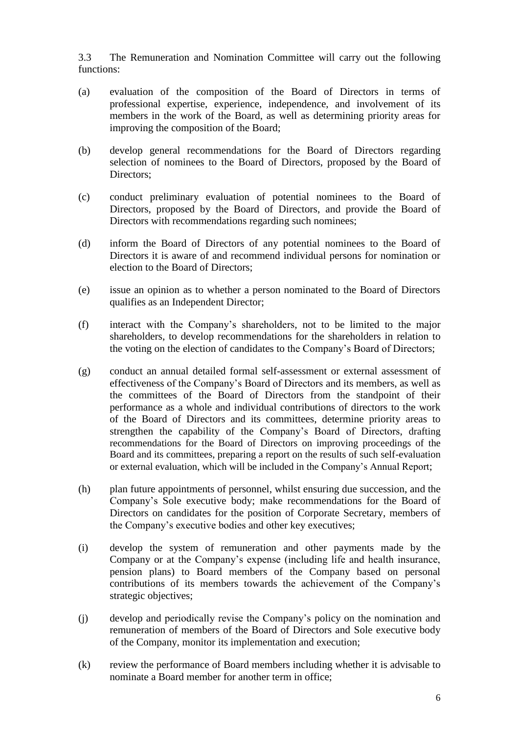3.3 The Remuneration and Nomination Committee will carry out the following functions:

(a) evaluation of the composition of the Board of Directors in terms of professional expertise, experience, independence, and involvement of its members in the work of the Board, as well as determining priority areas for improving the composition of the Board;

(b) develop general recommendations for the Board of Directors regarding selection of nominees to the Board of Directors, proposed by the Board of Directors;

(c) conduct preliminary evaluation of potential nominees to the Board of Directors, proposed by the Board of Directors, and provide the Board of Directors with recommendations regarding such nominees;

(d) inform the Board of Directors of any potential nominees to the Board of Directors it is aware of and recommend individual persons for nomination or election to the Board of Directors;

(e) issue an opinion as to whether a person nominated to the Board of Directors qualifies as an Independent Director;

(f) interact with the Company's shareholders, not to be limited to the major shareholders, to develop recommendations for the shareholders in relation to the voting on the election of candidates to the Company's Board of Directors;

(g) conduct an annual detailed formal self-assessment or external assessment of effectiveness of the Company's Board of Directors and its members, as well as the committees of the Board of Directors from the standpoint of their performance as a whole and individual contributions of directors to the work of the Board of Directors and its committees, determine priority areas to strengthen the capability of the Company's Board of Directors, drafting recommendations for the Board of Directors on improving proceedings of the Board and its committees, preparing a report on the results of such self-evaluation or external evaluation, which will be included in the Company's Annual Report;

(h) plan future appointments of personnel, whilst ensuring due succession, and the Company's Sole executive body; make recommendations for the Board of Directors on candidates for the position of Corporate Secretary, members of the Company's executive bodies and other key executives;

(i) develop the system of remuneration and other payments made by the Company or at the Company's expense (including life and health insurance, pension plans) to Board members of the Company based on personal contributions of its members towards the achievement of the Company's strategic objectives;

(j) develop and periodically revise the Company's policy on the nomination and remuneration of members of the Board of Directors and Sole executive body of the Company, monitor its implementation and execution;

(k) review the performance of Board members including whether it is advisable to nominate a Board member for another term in office;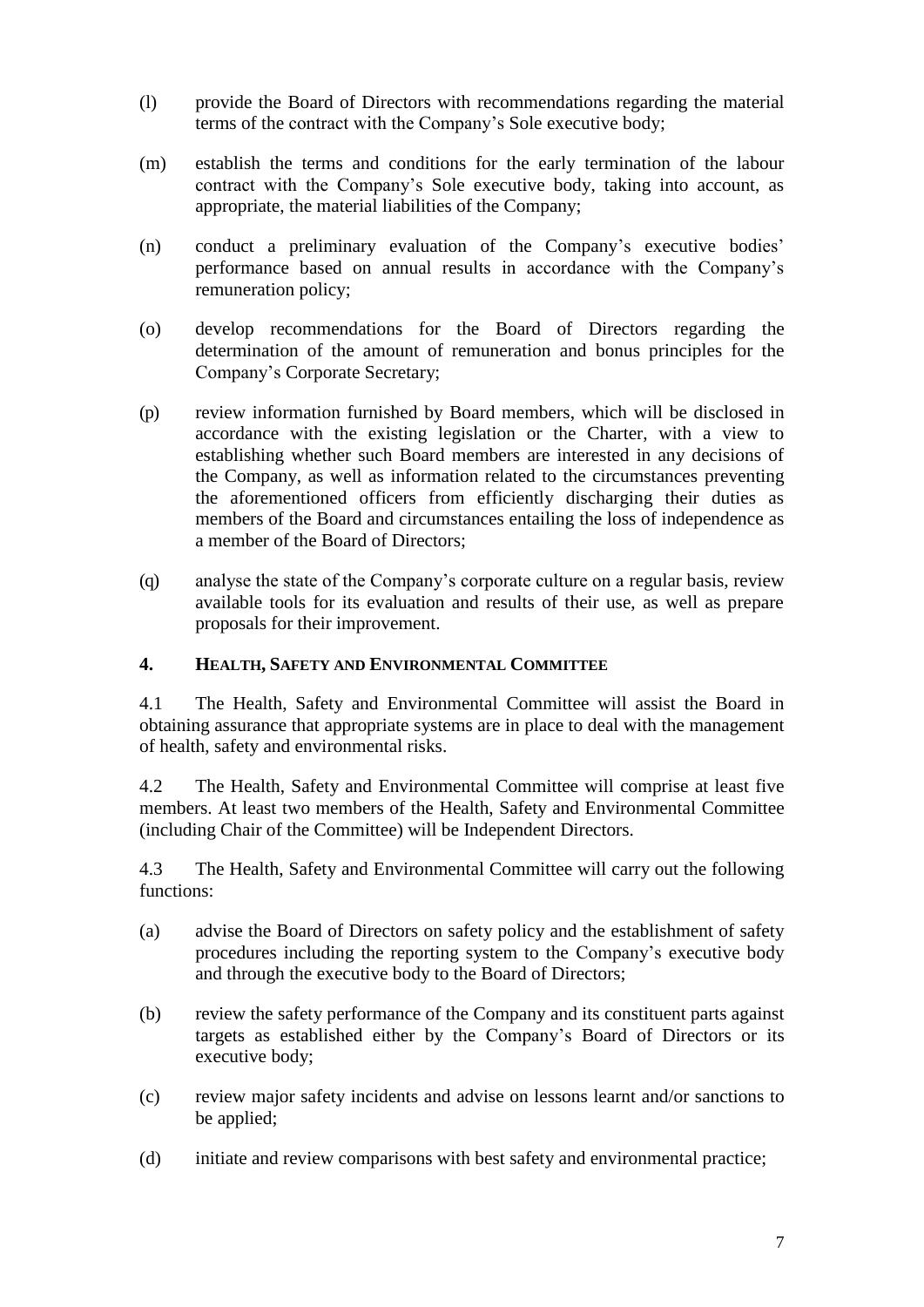(l) provide the Board of Directors with recommendations regarding the material terms of the contract with the Company's Sole executive body;

(m) establish the terms and conditions for the early termination of the labour contract with the Company's Sole executive body, taking into account, as appropriate, the material liabilities of the Company;

(n) conduct a preliminary evaluation of the Company's executive bodies' performance based on annual results in accordance with the Company's remuneration policy;

(o) develop recommendations for the Board of Directors regarding the determination of the amount of remuneration and bonus principles for the Company's Corporate Secretary;

(p) review information furnished by Board members, which will be disclosed in accordance with the existing legislation or the Charter, with a view to establishing whether such Board members are interested in any decisions of the Company, as well as information related to the circumstances preventing the aforementioned officers from efficiently discharging their duties as members of the Board and circumstances entailing the loss of independence as a member of the Board of Directors;

(q) analyse the state of the Company's corporate culture on a regular basis, review available tools for its evaluation and results of their use, as well as prepare proposals for their improvement.

## 4. HEALTH, SAFETY AND ENVIRONMENTAL COMMITTEE

4.1 The Health, Safety and Environmental Committee will assist the Board in obtaining assurance that appropriate systems are in place to deal with the management of health, safety and environmental risks.

4.2 The Health, Safety and Environmental Committee will comprise at least five members. At least two members of the Health, Safety and Environmental Committee (including Chair of the Committee) will be Independent Directors.

4.3 The Health, Safety and Environmental Committee will carry out the following functions:

(a) advise the Board of Directors on safety policy and the establishment of safety procedures including the reporting system to the Company's executive body and through the executive body to the Board of Directors;

(b) review the safety performance of the Company and its constituent parts against targets as established either by the Company's Board of Directors or its executive body;

(c) review major safety incidents and advise on lessons learnt and/or sanctions to be applied;

(d) initiate and review comparisons with best safety and environmental practice;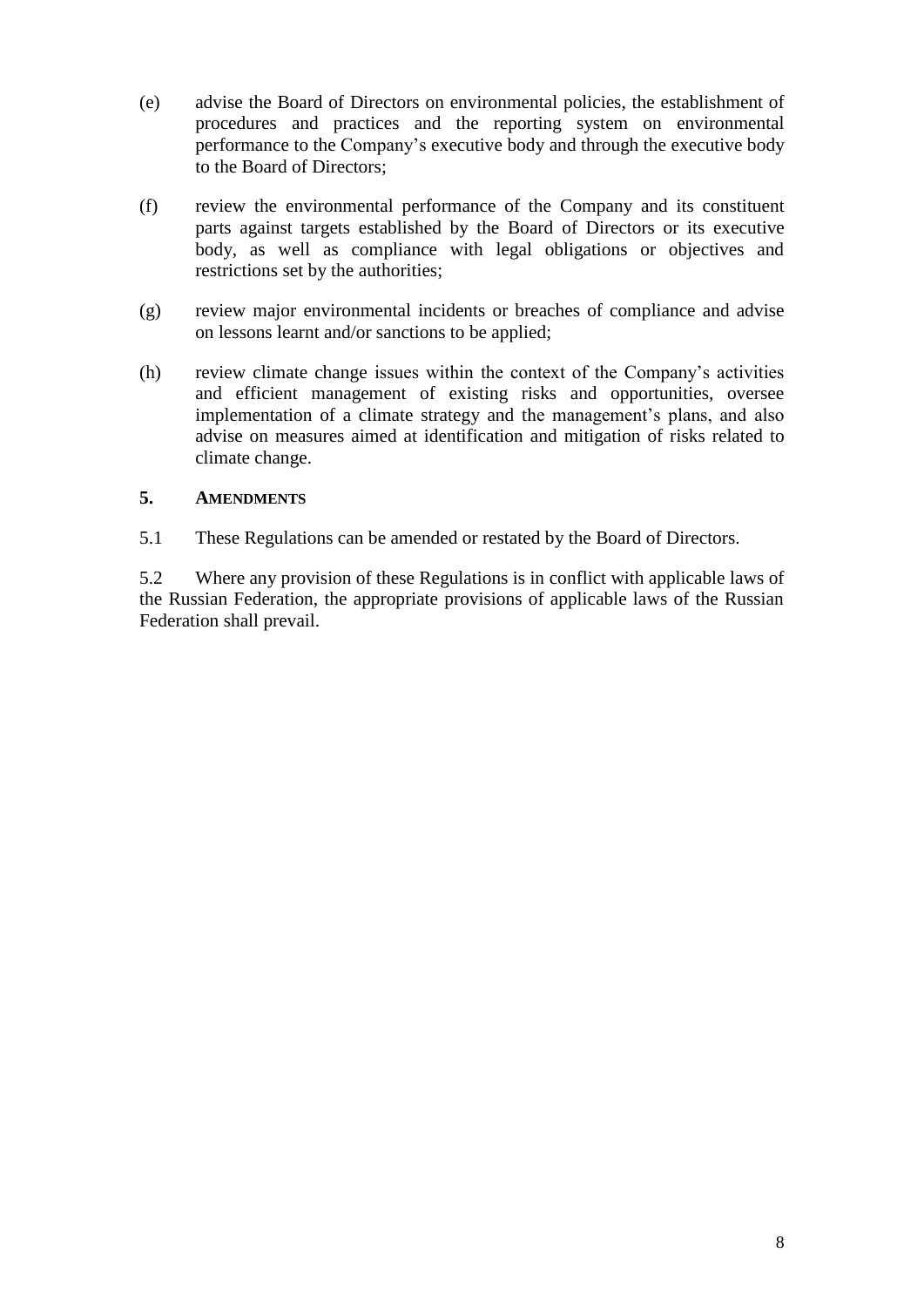(e) advise the Board of Directors on environmental policies, the establishment of procedures and practices and the reporting system on environmental performance to the Company's executive body and through the executive body to the Board of Directors;

(f) review the environmental performance of the Company and its constituent parts against targets established by the Board of Directors or its executive body, as well as compliance with legal obligations or objectives and restrictions set by the authorities;

(g) review major environmental incidents or breaches of compliance and advise on lessons learnt and/or sanctions to be applied;

(h) review climate change issues within the context of the Company's activities and efficient management of existing risks and opportunities, oversee implementation of a climate strategy and the management's plans, and also advise on measures aimed at identification and mitigation of risks related to climate change.

## 5. AMENDMENTS

5.1 These Regulations can be amended or restated by the Board of Directors.

5.2 Where any provision of these Regulations is in conflict with applicable laws of the Russian Federation, the appropriate provisions of applicable laws of the Russian Federation shall prevail.